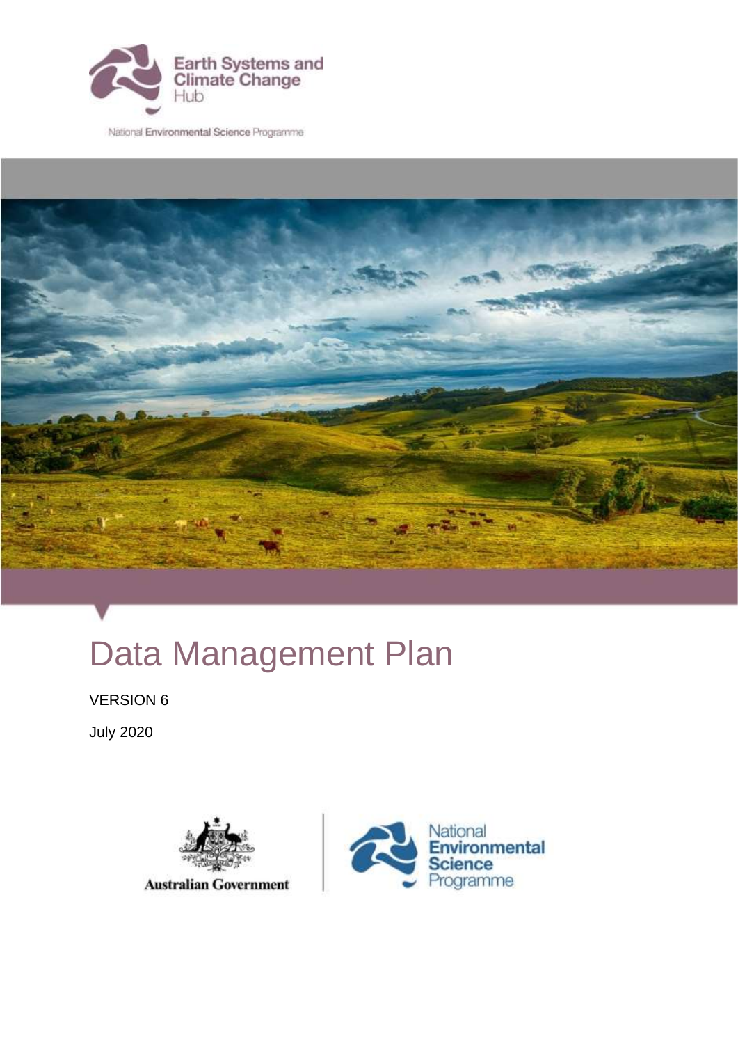Earth Systems and Climate Change Hub

National Environmental Science Programme

# Data Management Plan

VERSION 6

July 2020

Australian Government

National Environmental Science Programme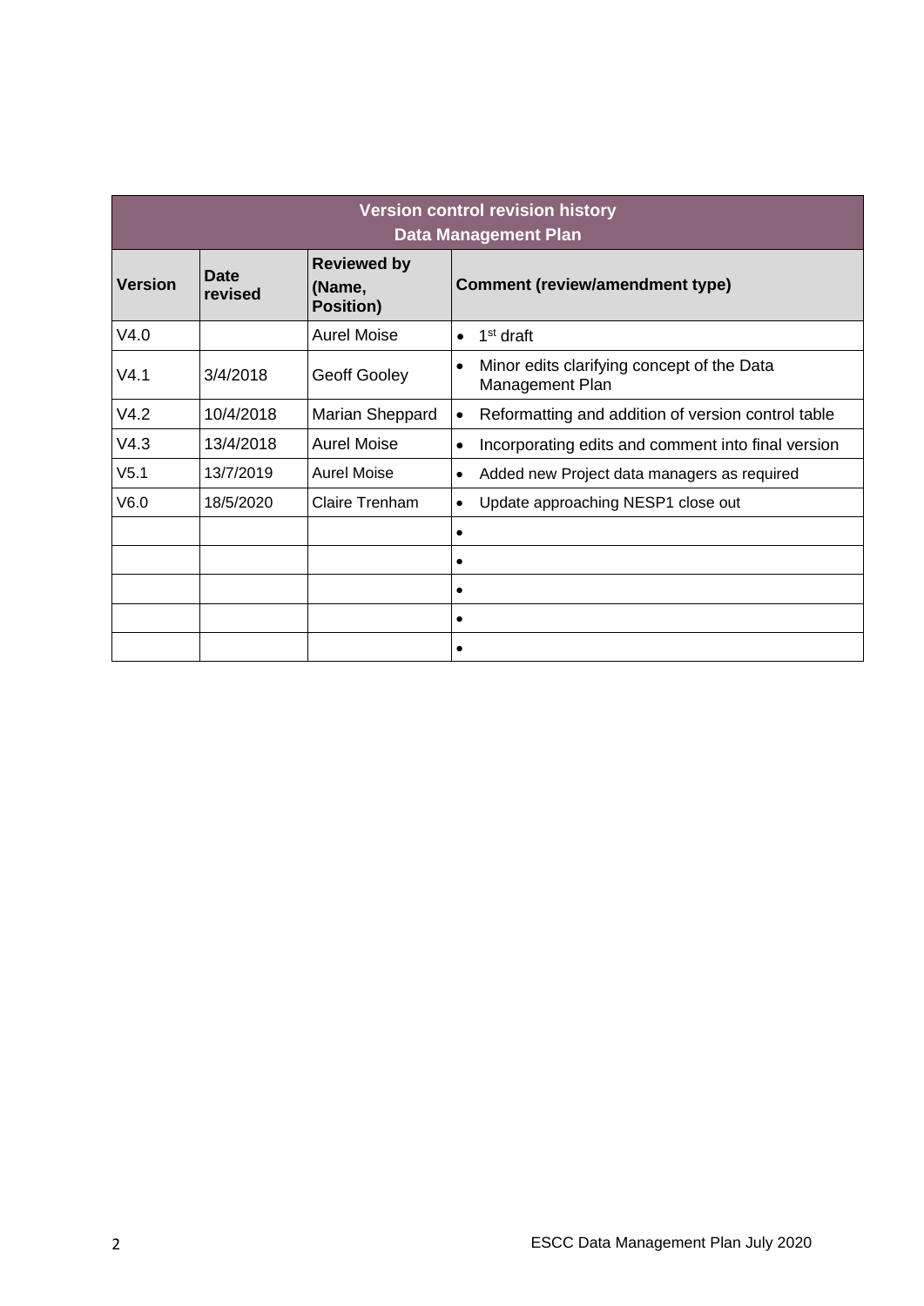| Version control revision history<br>Data Management Plan | | | |
|---|---|---|---|
| **Version** | **Date revised** | **Reviewed by (Name, Position)** | **Comment (review/amendment type)** |
| V4.0 | | Aurel Moise | • 1st draft |
| V4.1 | 3/4/2018 | Geoff Gooley | • Minor edits clarifying concept of the Data Management Plan |
| V4.2 | 10/4/2018 | Marian Sheppard | • Reformatting and addition of version control table |
| V4.3 | 13/4/2018 | Aurel Moise | • Incorporating edits and comment into final version |
| V5.1 | 13/7/2019 | Aurel Moise | • Added new Project data managers as required |
| V6.0 | 18/5/2020 | Claire Trenham | • Update approaching NESP1 close out |
| | | | • |
| | | | • |
| | | | • |
| | | | • |
| | | | • |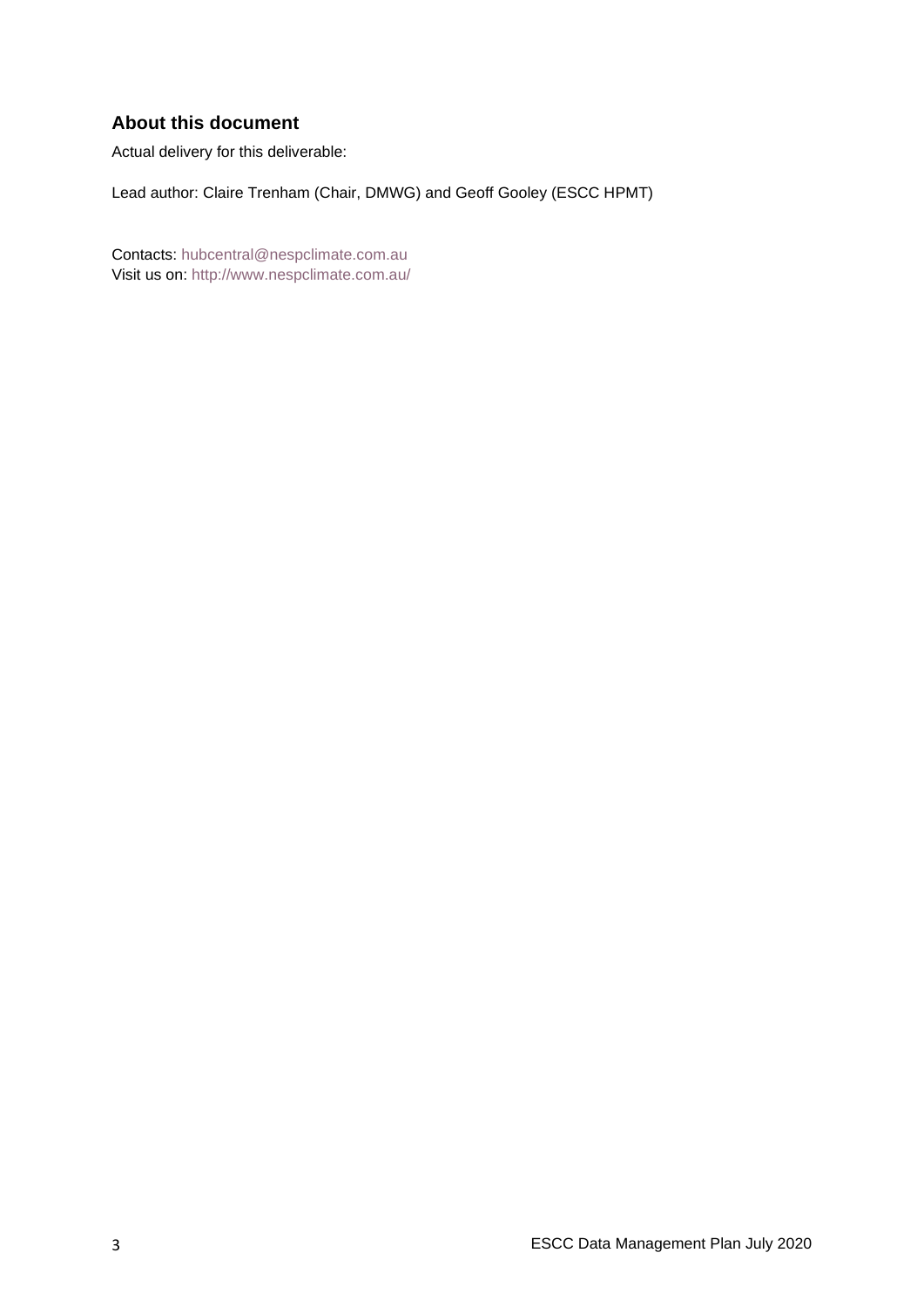## About this document

Actual delivery for this deliverable:

Lead author: Claire Trenham (Chair, DMWG) and Geoff Gooley (ESCC HPMT)

Contacts: hubcentral@nespclimate.com.au
Visit us on: http://www.nespclimate.com.au/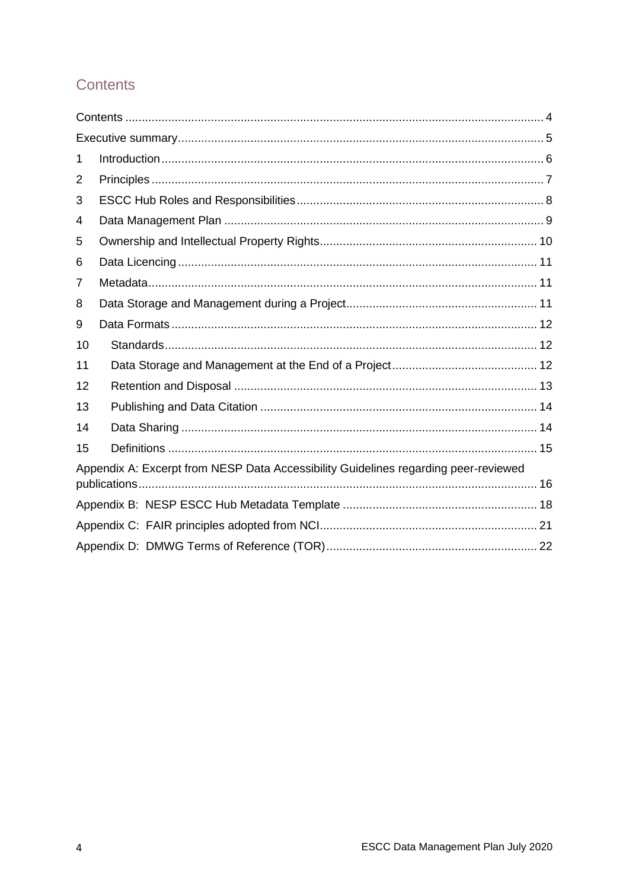## Contents

- Contents ..... 4
- Executive summary ..... 5
- 1 Introduction ..... 6
- 2 Principles ..... 7
- 3 ESCC Hub Roles and Responsibilities ..... 8
- 4 Data Management Plan ..... 9
- 5 Ownership and Intellectual Property Rights ..... 10
- 6 Data Licencing ..... 11
- 7 Metadata ..... 11
- 8 Data Storage and Management during a Project ..... 11
- 9 Data Formats ..... 12
- 10 Standards ..... 12
- 11 Data Storage and Management at the End of a Project ..... 12
- 12 Retention and Disposal ..... 13
- 13 Publishing and Data Citation ..... 14
- 14 Data Sharing ..... 14
- 15 Definitions ..... 15
- Appendix A: Excerpt from NESP Data Accessibility Guidelines regarding peer-reviewed publications ..... 16
- Appendix B: NESP ESCC Hub Metadata Template ..... 18
- Appendix C: FAIR principles adopted from NCI ..... 21
- Appendix D: DMWG Terms of Reference (TOR) ..... 22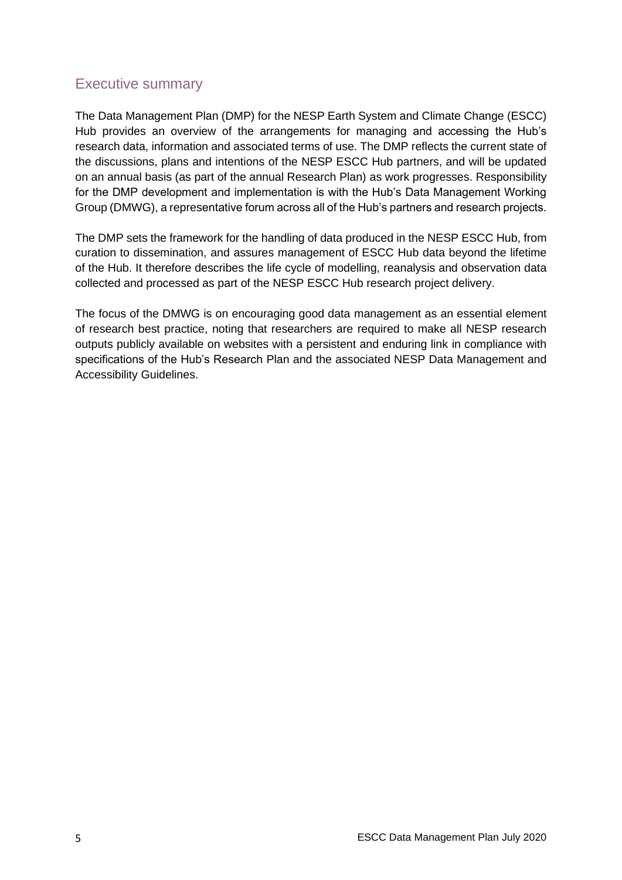## Executive summary

The Data Management Plan (DMP) for the NESP Earth System and Climate Change (ESCC) Hub provides an overview of the arrangements for managing and accessing the Hub's research data, information and associated terms of use. The DMP reflects the current state of the discussions, plans and intentions of the NESP ESCC Hub partners, and will be updated on an annual basis (as part of the annual Research Plan) as work progresses. Responsibility for the DMP development and implementation is with the Hub's Data Management Working Group (DMWG), a representative forum across all of the Hub's partners and research projects.

The DMP sets the framework for the handling of data produced in the NESP ESCC Hub, from curation to dissemination, and assures management of ESCC Hub data beyond the lifetime of the Hub. It therefore describes the life cycle of modelling, reanalysis and observation data collected and processed as part of the NESP ESCC Hub research project delivery.

The focus of the DMWG is on encouraging good data management as an essential element of research best practice, noting that researchers are required to make all NESP research outputs publicly available on websites with a persistent and enduring link in compliance with specifications of the Hub's Research Plan and the associated NESP Data Management and Accessibility Guidelines.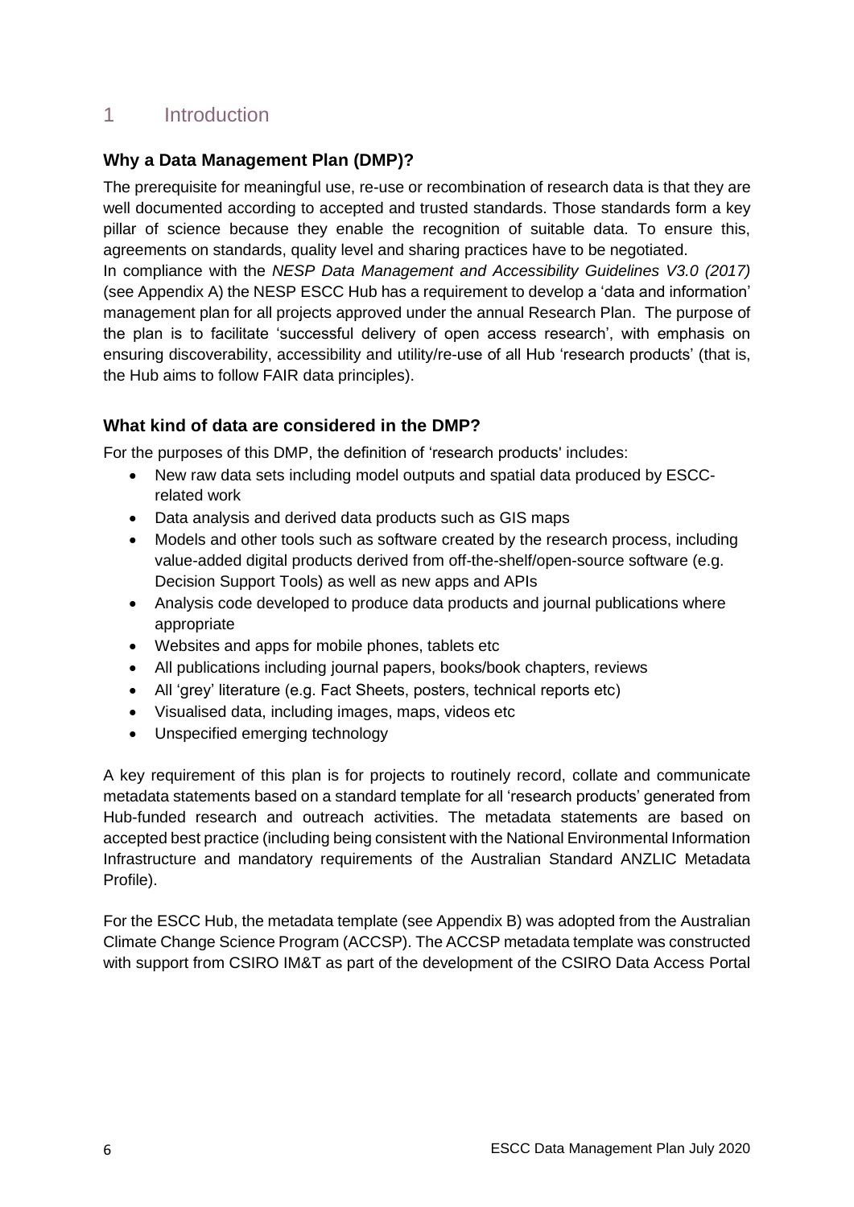# 1 Introduction

### Why a Data Management Plan (DMP)?

The prerequisite for meaningful use, re-use or recombination of research data is that they are well documented according to accepted and trusted standards. Those standards form a key pillar of science because they enable the recognition of suitable data. To ensure this, agreements on standards, quality level and sharing practices have to be negotiated.
In compliance with the *NESP Data Management and Accessibility Guidelines V3.0 (2017)* (see Appendix A) the NESP ESCC Hub has a requirement to develop a 'data and information' management plan for all projects approved under the annual Research Plan. The purpose of the plan is to facilitate 'successful delivery of open access research', with emphasis on ensuring discoverability, accessibility and utility/re-use of all Hub 'research products' (that is, the Hub aims to follow FAIR data principles).

### What kind of data are considered in the DMP?

For the purposes of this DMP, the definition of 'research products' includes:

- New raw data sets including model outputs and spatial data produced by ESCC-related work
- Data analysis and derived data products such as GIS maps
- Models and other tools such as software created by the research process, including value-added digital products derived from off-the-shelf/open-source software (e.g. Decision Support Tools) as well as new apps and APIs
- Analysis code developed to produce data products and journal publications where appropriate
- Websites and apps for mobile phones, tablets etc
- All publications including journal papers, books/book chapters, reviews
- All 'grey' literature (e.g. Fact Sheets, posters, technical reports etc)
- Visualised data, including images, maps, videos etc
- Unspecified emerging technology

A key requirement of this plan is for projects to routinely record, collate and communicate metadata statements based on a standard template for all 'research products' generated from Hub-funded research and outreach activities. The metadata statements are based on accepted best practice (including being consistent with the National Environmental Information Infrastructure and mandatory requirements of the Australian Standard ANZLIC Metadata Profile).

For the ESCC Hub, the metadata template (see Appendix B) was adopted from the Australian Climate Change Science Program (ACCSP). The ACCSP metadata template was constructed with support from CSIRO IM&T as part of the development of the CSIRO Data Access Portal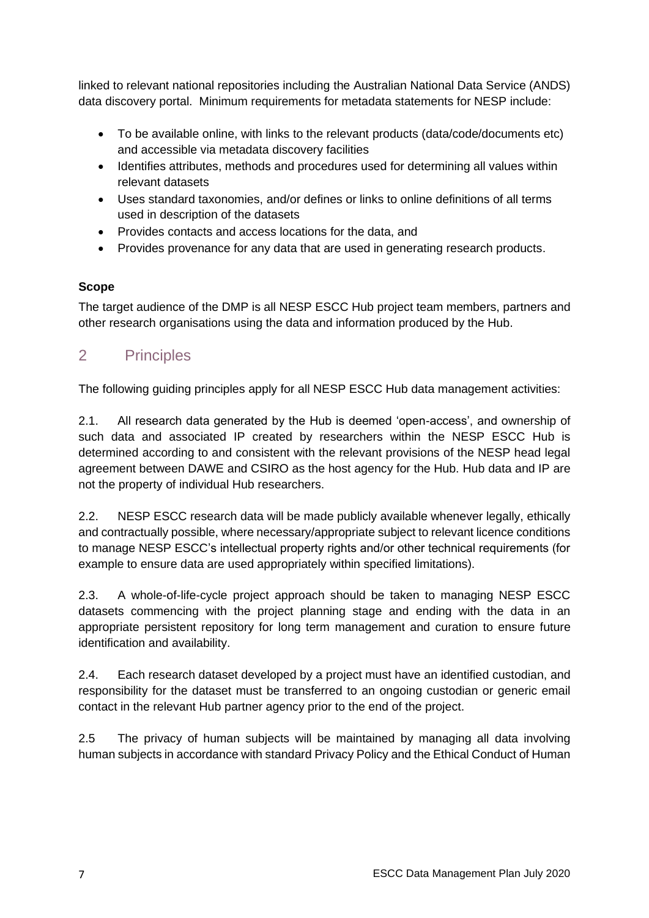linked to relevant national repositories including the Australian National Data Service (ANDS) data discovery portal. Minimum requirements for metadata statements for NESP include:

- To be available online, with links to the relevant products (data/code/documents etc) and accessible via metadata discovery facilities
- Identifies attributes, methods and procedures used for determining all values within relevant datasets
- Uses standard taxonomies, and/or defines or links to online definitions of all terms used in description of the datasets
- Provides contacts and access locations for the data, and
- Provides provenance for any data that are used in generating research products.

**Scope**

The target audience of the DMP is all NESP ESCC Hub project team members, partners and other research organisations using the data and information produced by the Hub.

## 2 Principles

The following guiding principles apply for all NESP ESCC Hub data management activities:

2.1. All research data generated by the Hub is deemed 'open-access', and ownership of such data and associated IP created by researchers within the NESP ESCC Hub is determined according to and consistent with the relevant provisions of the NESP head legal agreement between DAWE and CSIRO as the host agency for the Hub. Hub data and IP are not the property of individual Hub researchers.

2.2. NESP ESCC research data will be made publicly available whenever legally, ethically and contractually possible, where necessary/appropriate subject to relevant licence conditions to manage NESP ESCC's intellectual property rights and/or other technical requirements (for example to ensure data are used appropriately within specified limitations).

2.3. A whole-of-life-cycle project approach should be taken to managing NESP ESCC datasets commencing with the project planning stage and ending with the data in an appropriate persistent repository for long term management and curation to ensure future identification and availability.

2.4. Each research dataset developed by a project must have an identified custodian, and responsibility for the dataset must be transferred to an ongoing custodian or generic email contact in the relevant Hub partner agency prior to the end of the project.

2.5 The privacy of human subjects will be maintained by managing all data involving human subjects in accordance with standard Privacy Policy and the Ethical Conduct of Human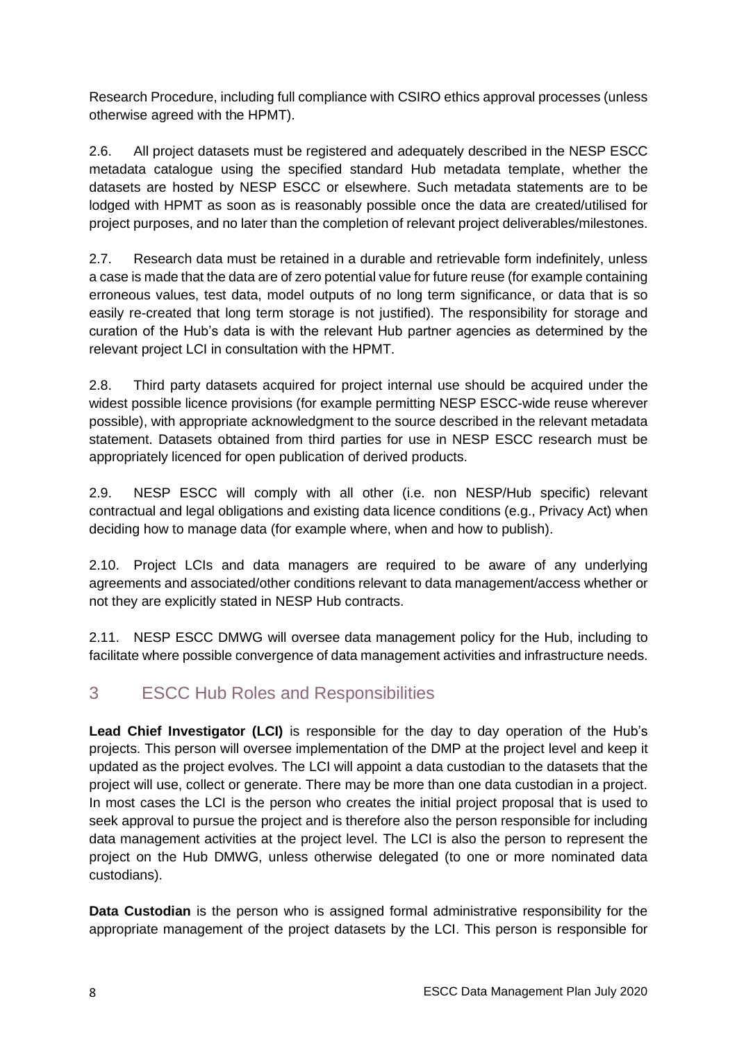Research Procedure, including full compliance with CSIRO ethics approval processes (unless otherwise agreed with the HPMT).

2.6. All project datasets must be registered and adequately described in the NESP ESCC metadata catalogue using the specified standard Hub metadata template, whether the datasets are hosted by NESP ESCC or elsewhere. Such metadata statements are to be lodged with HPMT as soon as is reasonably possible once the data are created/utilised for project purposes, and no later than the completion of relevant project deliverables/milestones.

2.7. Research data must be retained in a durable and retrievable form indefinitely, unless a case is made that the data are of zero potential value for future reuse (for example containing erroneous values, test data, model outputs of no long term significance, or data that is so easily re-created that long term storage is not justified). The responsibility for storage and curation of the Hub's data is with the relevant Hub partner agencies as determined by the relevant project LCI in consultation with the HPMT.

2.8. Third party datasets acquired for project internal use should be acquired under the widest possible licence provisions (for example permitting NESP ESCC-wide reuse wherever possible), with appropriate acknowledgment to the source described in the relevant metadata statement. Datasets obtained from third parties for use in NESP ESCC research must be appropriately licenced for open publication of derived products.

2.9. NESP ESCC will comply with all other (i.e. non NESP/Hub specific) relevant contractual and legal obligations and existing data licence conditions (e.g., Privacy Act) when deciding how to manage data (for example where, when and how to publish).

2.10. Project LCIs and data managers are required to be aware of any underlying agreements and associated/other conditions relevant to data management/access whether or not they are explicitly stated in NESP Hub contracts.

2.11. NESP ESCC DMWG will oversee data management policy for the Hub, including to facilitate where possible convergence of data management activities and infrastructure needs.

## 3 ESCC Hub Roles and Responsibilities

**Lead Chief Investigator (LCI)** is responsible for the day to day operation of the Hub's projects. This person will oversee implementation of the DMP at the project level and keep it updated as the project evolves. The LCI will appoint a data custodian to the datasets that the project will use, collect or generate. There may be more than one data custodian in a project. In most cases the LCI is the person who creates the initial project proposal that is used to seek approval to pursue the project and is therefore also the person responsible for including data management activities at the project level. The LCI is also the person to represent the project on the Hub DMWG, unless otherwise delegated (to one or more nominated data custodians).

**Data Custodian** is the person who is assigned formal administrative responsibility for the appropriate management of the project datasets by the LCI. This person is responsible for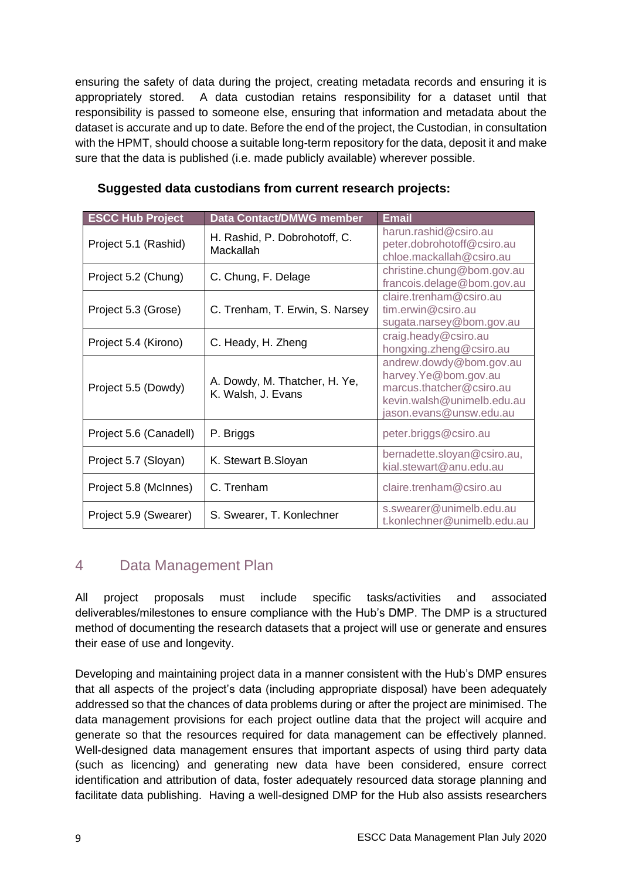ensuring the safety of data during the project, creating metadata records and ensuring it is appropriately stored. A data custodian retains responsibility for a dataset until that responsibility is passed to someone else, ensuring that information and metadata about the dataset is accurate and up to date. Before the end of the project, the Custodian, in consultation with the HPMT, should choose a suitable long-term repository for the data, deposit it and make sure that the data is published (i.e. made publicly available) wherever possible.

**Suggested data custodians from current research projects:**

| ESCC Hub Project | Data Contact/DMWG member | Email |
|---|---|---|
| Project 5.1 (Rashid) | H. Rashid, P. Dobrohotoff, C. Mackallah | harun.rashid@csiro.au peter.dobrohotoff@csiro.au chloe.mackallah@csiro.au |
| Project 5.2 (Chung) | C. Chung, F. Delage | christine.chung@bom.gov.au francois.delage@bom.gov.au |
| Project 5.3 (Grose) | C. Trenham, T. Erwin, S. Narsey | claire.trenham@csiro.au tim.erwin@csiro.au sugata.narsey@bom.gov.au |
| Project 5.4 (Kirono) | C. Heady, H. Zheng | craig.heady@csiro.au hongxing.zheng@csiro.au |
| Project 5.5 (Dowdy) | A. Dowdy, M. Thatcher, H. Ye, K. Walsh, J. Evans | andrew.dowdy@bom.gov.au harvey.Ye@bom.gov.au marcus.thatcher@csiro.au kevin.walsh@unimelb.edu.au jason.evans@unsw.edu.au |
| Project 5.6 (Canadell) | P. Briggs | peter.briggs@csiro.au |
| Project 5.7 (Sloyan) | K. Stewart B.Sloyan | bernadette.sloyan@csiro.au, kial.stewart@anu.edu.au |
| Project 5.8 (McInnes) | C. Trenham | claire.trenham@csiro.au |
| Project 5.9 (Swearer) | S. Swearer, T. Konlechner | s.swearer@unimelb.edu.au t.konlechner@unimelb.edu.au |

## 4 Data Management Plan

All project proposals must include specific tasks/activities and associated deliverables/milestones to ensure compliance with the Hub's DMP. The DMP is a structured method of documenting the research datasets that a project will use or generate and ensures their ease of use and longevity.

Developing and maintaining project data in a manner consistent with the Hub's DMP ensures that all aspects of the project's data (including appropriate disposal) have been adequately addressed so that the chances of data problems during or after the project are minimised. The data management provisions for each project outline data that the project will acquire and generate so that the resources required for data management can be effectively planned. Well-designed data management ensures that important aspects of using third party data (such as licencing) and generating new data have been considered, ensure correct identification and attribution of data, foster adequately resourced data storage planning and facilitate data publishing. Having a well-designed DMP for the Hub also assists researchers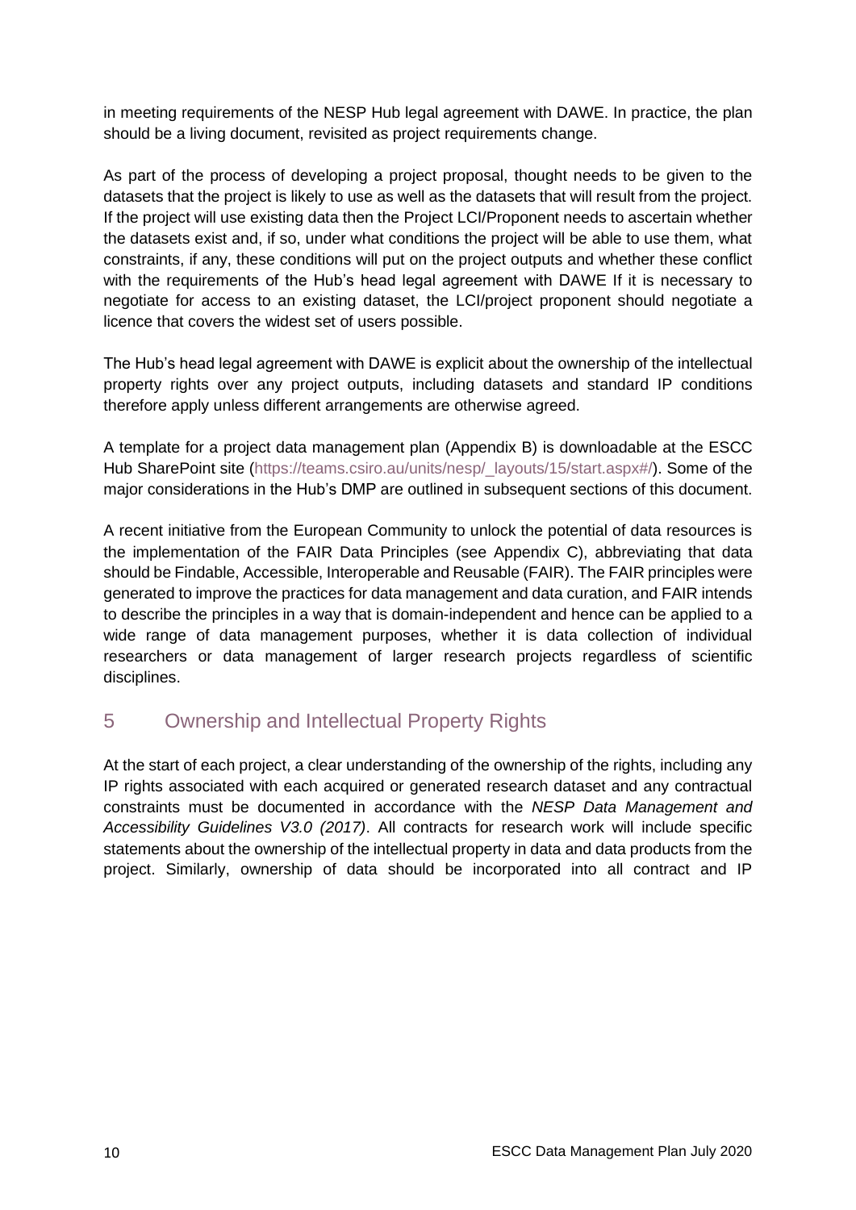in meeting requirements of the NESP Hub legal agreement with DAWE. In practice, the plan should be a living document, revisited as project requirements change.

As part of the process of developing a project proposal, thought needs to be given to the datasets that the project is likely to use as well as the datasets that will result from the project. If the project will use existing data then the Project LCI/Proponent needs to ascertain whether the datasets exist and, if so, under what conditions the project will be able to use them, what constraints, if any, these conditions will put on the project outputs and whether these conflict with the requirements of the Hub's head legal agreement with DAWE If it is necessary to negotiate for access to an existing dataset, the LCI/project proponent should negotiate a licence that covers the widest set of users possible.

The Hub's head legal agreement with DAWE is explicit about the ownership of the intellectual property rights over any project outputs, including datasets and standard IP conditions therefore apply unless different arrangements are otherwise agreed.

A template for a project data management plan (Appendix B) is downloadable at the ESCC Hub SharePoint site (https://teams.csiro.au/units/nesp/_layouts/15/start.aspx#/). Some of the major considerations in the Hub's DMP are outlined in subsequent sections of this document.

A recent initiative from the European Community to unlock the potential of data resources is the implementation of the FAIR Data Principles (see Appendix C), abbreviating that data should be Findable, Accessible, Interoperable and Reusable (FAIR). The FAIR principles were generated to improve the practices for data management and data curation, and FAIR intends to describe the principles in a way that is domain-independent and hence can be applied to a wide range of data management purposes, whether it is data collection of individual researchers or data management of larger research projects regardless of scientific disciplines.

## 5 Ownership and Intellectual Property Rights

At the start of each project, a clear understanding of the ownership of the rights, including any IP rights associated with each acquired or generated research dataset and any contractual constraints must be documented in accordance with the *NESP Data Management and Accessibility Guidelines V3.0 (2017)*. All contracts for research work will include specific statements about the ownership of the intellectual property in data and data products from the project. Similarly, ownership of data should be incorporated into all contract and IP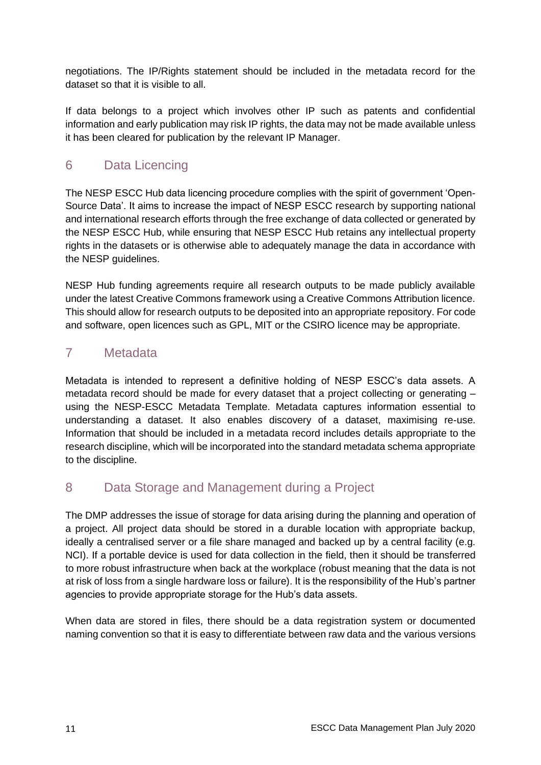negotiations. The IP/Rights statement should be included in the metadata record for the dataset so that it is visible to all.

If data belongs to a project which involves other IP such as patents and confidential information and early publication may risk IP rights, the data may not be made available unless it has been cleared for publication by the relevant IP Manager.

## 6 Data Licencing

The NESP ESCC Hub data licencing procedure complies with the spirit of government 'Open-Source Data'. It aims to increase the impact of NESP ESCC research by supporting national and international research efforts through the free exchange of data collected or generated by the NESP ESCC Hub, while ensuring that NESP ESCC Hub retains any intellectual property rights in the datasets or is otherwise able to adequately manage the data in accordance with the NESP guidelines.

NESP Hub funding agreements require all research outputs to be made publicly available under the latest Creative Commons framework using a Creative Commons Attribution licence. This should allow for research outputs to be deposited into an appropriate repository. For code and software, open licences such as GPL, MIT or the CSIRO licence may be appropriate.

## 7 Metadata

Metadata is intended to represent a definitive holding of NESP ESCC's data assets. A metadata record should be made for every dataset that a project collecting or generating – using the NESP-ESCC Metadata Template. Metadata captures information essential to understanding a dataset. It also enables discovery of a dataset, maximising re-use. Information that should be included in a metadata record includes details appropriate to the research discipline, which will be incorporated into the standard metadata schema appropriate to the discipline.

## 8 Data Storage and Management during a Project

The DMP addresses the issue of storage for data arising during the planning and operation of a project. All project data should be stored in a durable location with appropriate backup, ideally a centralised server or a file share managed and backed up by a central facility (e.g. NCI). If a portable device is used for data collection in the field, then it should be transferred to more robust infrastructure when back at the workplace (robust meaning that the data is not at risk of loss from a single hardware loss or failure). It is the responsibility of the Hub's partner agencies to provide appropriate storage for the Hub's data assets.

When data are stored in files, there should be a data registration system or documented naming convention so that it is easy to differentiate between raw data and the various versions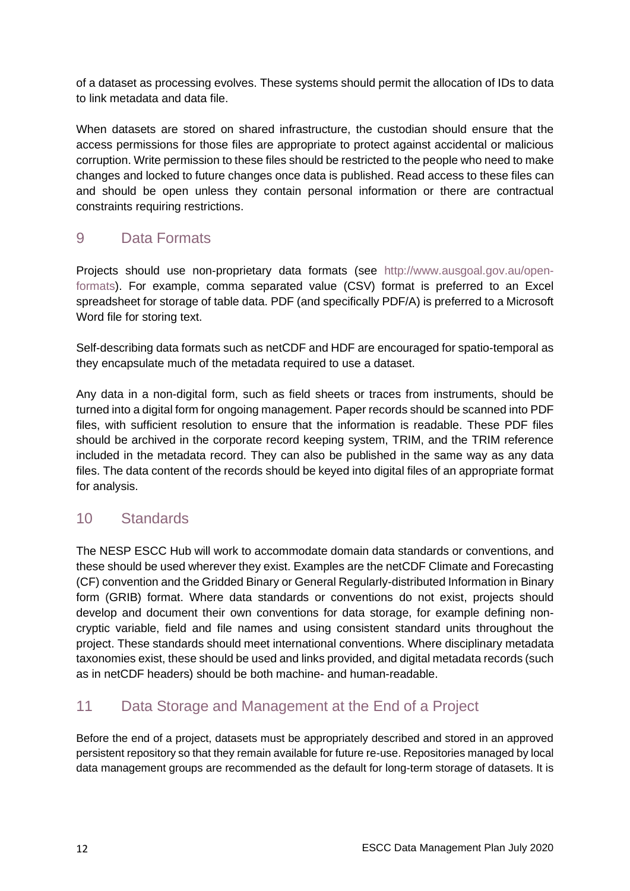of a dataset as processing evolves. These systems should permit the allocation of IDs to data to link metadata and data file.

When datasets are stored on shared infrastructure, the custodian should ensure that the access permissions for those files are appropriate to protect against accidental or malicious corruption. Write permission to these files should be restricted to the people who need to make changes and locked to future changes once data is published. Read access to these files can and should be open unless they contain personal information or there are contractual constraints requiring restrictions.

## 9 Data Formats

Projects should use non-proprietary data formats (see http://www.ausgoal.gov.au/open-formats). For example, comma separated value (CSV) format is preferred to an Excel spreadsheet for storage of table data. PDF (and specifically PDF/A) is preferred to a Microsoft Word file for storing text.

Self-describing data formats such as netCDF and HDF are encouraged for spatio-temporal as they encapsulate much of the metadata required to use a dataset.

Any data in a non-digital form, such as field sheets or traces from instruments, should be turned into a digital form for ongoing management. Paper records should be scanned into PDF files, with sufficient resolution to ensure that the information is readable. These PDF files should be archived in the corporate record keeping system, TRIM, and the TRIM reference included in the metadata record. They can also be published in the same way as any data files. The data content of the records should be keyed into digital files of an appropriate format for analysis.

## 10 Standards

The NESP ESCC Hub will work to accommodate domain data standards or conventions, and these should be used wherever they exist. Examples are the netCDF Climate and Forecasting (CF) convention and the Gridded Binary or General Regularly-distributed Information in Binary form (GRIB) format. Where data standards or conventions do not exist, projects should develop and document their own conventions for data storage, for example defining non-cryptic variable, field and file names and using consistent standard units throughout the project. These standards should meet international conventions. Where disciplinary metadata taxonomies exist, these should be used and links provided, and digital metadata records (such as in netCDF headers) should be both machine- and human-readable.

## 11 Data Storage and Management at the End of a Project

Before the end of a project, datasets must be appropriately described and stored in an approved persistent repository so that they remain available for future re-use. Repositories managed by local data management groups are recommended as the default for long-term storage of datasets. It is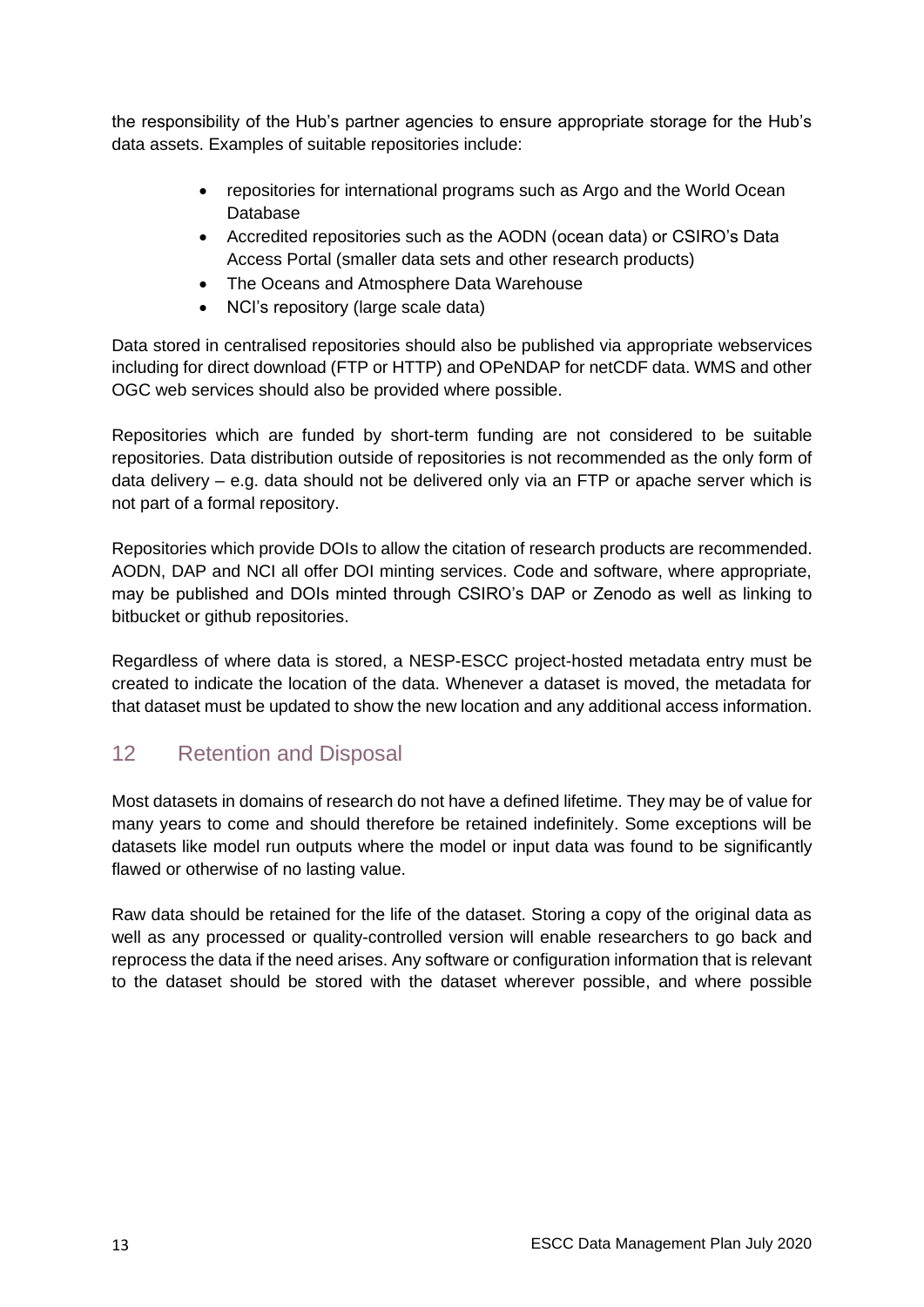the responsibility of the Hub's partner agencies to ensure appropriate storage for the Hub's data assets. Examples of suitable repositories include:

- repositories for international programs such as Argo and the World Ocean Database
- Accredited repositories such as the AODN (ocean data) or CSIRO's Data Access Portal (smaller data sets and other research products)
- The Oceans and Atmosphere Data Warehouse
- NCI's repository (large scale data)

Data stored in centralised repositories should also be published via appropriate webservices including for direct download (FTP or HTTP) and OPeNDAP for netCDF data. WMS and other OGC web services should also be provided where possible.

Repositories which are funded by short-term funding are not considered to be suitable repositories. Data distribution outside of repositories is not recommended as the only form of data delivery – e.g. data should not be delivered only via an FTP or apache server which is not part of a formal repository.

Repositories which provide DOIs to allow the citation of research products are recommended. AODN, DAP and NCI all offer DOI minting services. Code and software, where appropriate, may be published and DOIs minted through CSIRO's DAP or Zenodo as well as linking to bitbucket or github repositories.

Regardless of where data is stored, a NESP-ESCC project-hosted metadata entry must be created to indicate the location of the data. Whenever a dataset is moved, the metadata for that dataset must be updated to show the new location and any additional access information.

## 12 Retention and Disposal

Most datasets in domains of research do not have a defined lifetime. They may be of value for many years to come and should therefore be retained indefinitely. Some exceptions will be datasets like model run outputs where the model or input data was found to be significantly flawed or otherwise of no lasting value.

Raw data should be retained for the life of the dataset. Storing a copy of the original data as well as any processed or quality-controlled version will enable researchers to go back and reprocess the data if the need arises. Any software or configuration information that is relevant to the dataset should be stored with the dataset wherever possible, and where possible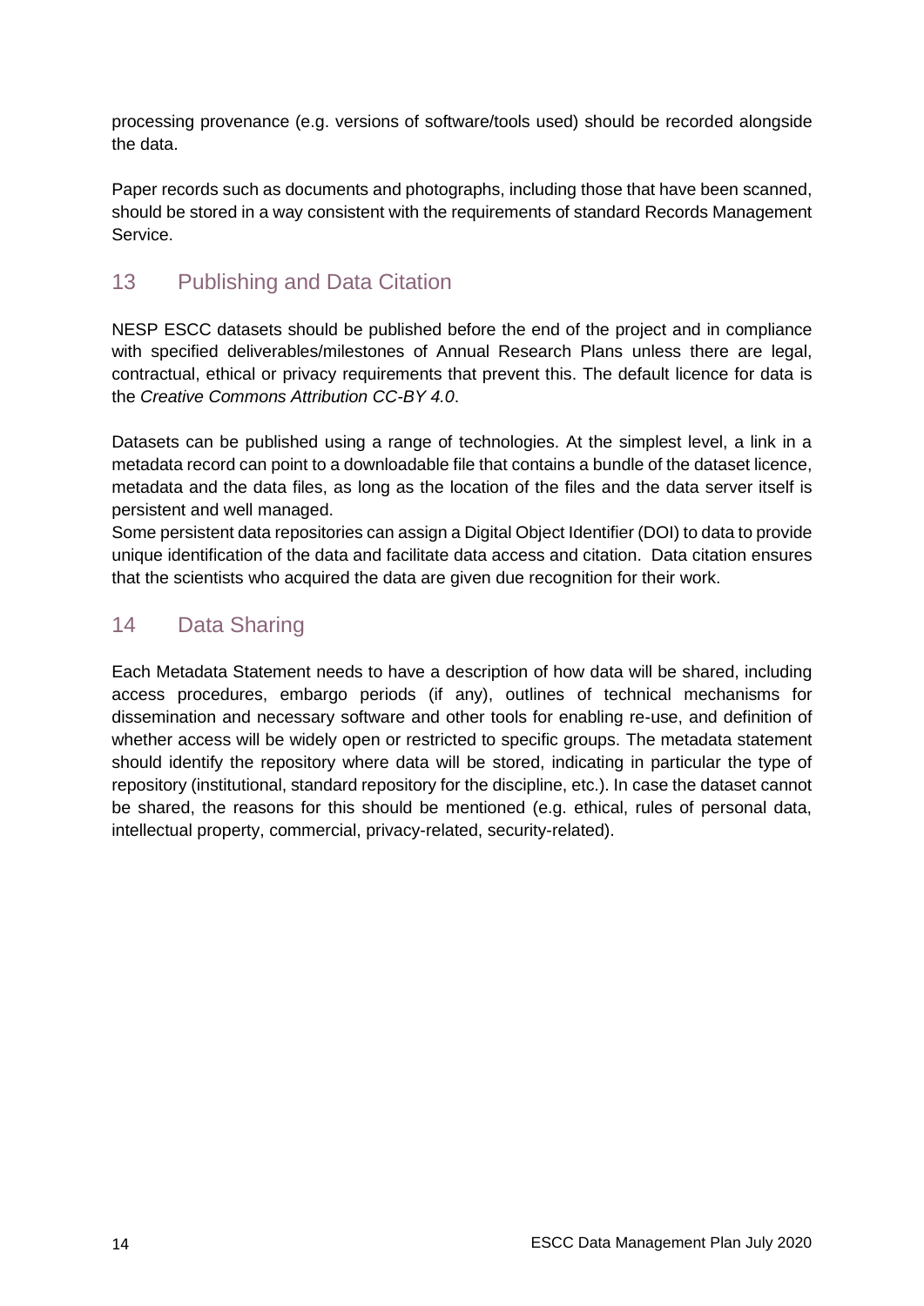processing provenance (e.g. versions of software/tools used) should be recorded alongside the data.

Paper records such as documents and photographs, including those that have been scanned, should be stored in a way consistent with the requirements of standard Records Management Service.

## 13 Publishing and Data Citation

NESP ESCC datasets should be published before the end of the project and in compliance with specified deliverables/milestones of Annual Research Plans unless there are legal, contractual, ethical or privacy requirements that prevent this. The default licence for data is the *Creative Commons Attribution CC-BY 4.0*.

Datasets can be published using a range of technologies. At the simplest level, a link in a metadata record can point to a downloadable file that contains a bundle of the dataset licence, metadata and the data files, as long as the location of the files and the data server itself is persistent and well managed.

Some persistent data repositories can assign a Digital Object Identifier (DOI) to data to provide unique identification of the data and facilitate data access and citation. Data citation ensures that the scientists who acquired the data are given due recognition for their work.

## 14 Data Sharing

Each Metadata Statement needs to have a description of how data will be shared, including access procedures, embargo periods (if any), outlines of technical mechanisms for dissemination and necessary software and other tools for enabling re-use, and definition of whether access will be widely open or restricted to specific groups. The metadata statement should identify the repository where data will be stored, indicating in particular the type of repository (institutional, standard repository for the discipline, etc.). In case the dataset cannot be shared, the reasons for this should be mentioned (e.g. ethical, rules of personal data, intellectual property, commercial, privacy-related, security-related).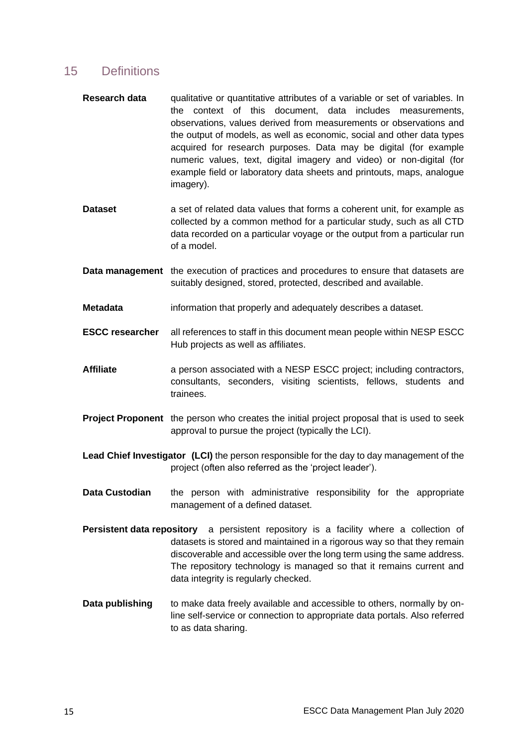## 15 Definitions

**Research data** qualitative or quantitative attributes of a variable or set of variables. In the context of this document, data includes measurements, observations, values derived from measurements or observations and the output of models, as well as economic, social and other data types acquired for research purposes. Data may be digital (for example numeric values, text, digital imagery and video) or non-digital (for example field or laboratory data sheets and printouts, maps, analogue imagery).

**Dataset** a set of related data values that forms a coherent unit, for example as collected by a common method for a particular study, such as all CTD data recorded on a particular voyage or the output from a particular run of a model.

**Data management** the execution of practices and procedures to ensure that datasets are suitably designed, stored, protected, described and available.

**Metadata** information that properly and adequately describes a dataset.

**ESCC researcher** all references to staff in this document mean people within NESP ESCC Hub projects as well as affiliates.

**Affiliate** a person associated with a NESP ESCC project; including contractors, consultants, seconders, visiting scientists, fellows, students and trainees.

**Project Proponent** the person who creates the initial project proposal that is used to seek approval to pursue the project (typically the LCI).

**Lead Chief Investigator (LCI)** the person responsible for the day to day management of the project (often also referred as the 'project leader').

**Data Custodian** the person with administrative responsibility for the appropriate management of a defined dataset.

**Persistent data repository** a persistent repository is a facility where a collection of datasets is stored and maintained in a rigorous way so that they remain discoverable and accessible over the long term using the same address. The repository technology is managed so that it remains current and data integrity is regularly checked.

**Data publishing** to make data freely available and accessible to others, normally by on-line self-service or connection to appropriate data portals. Also referred to as data sharing.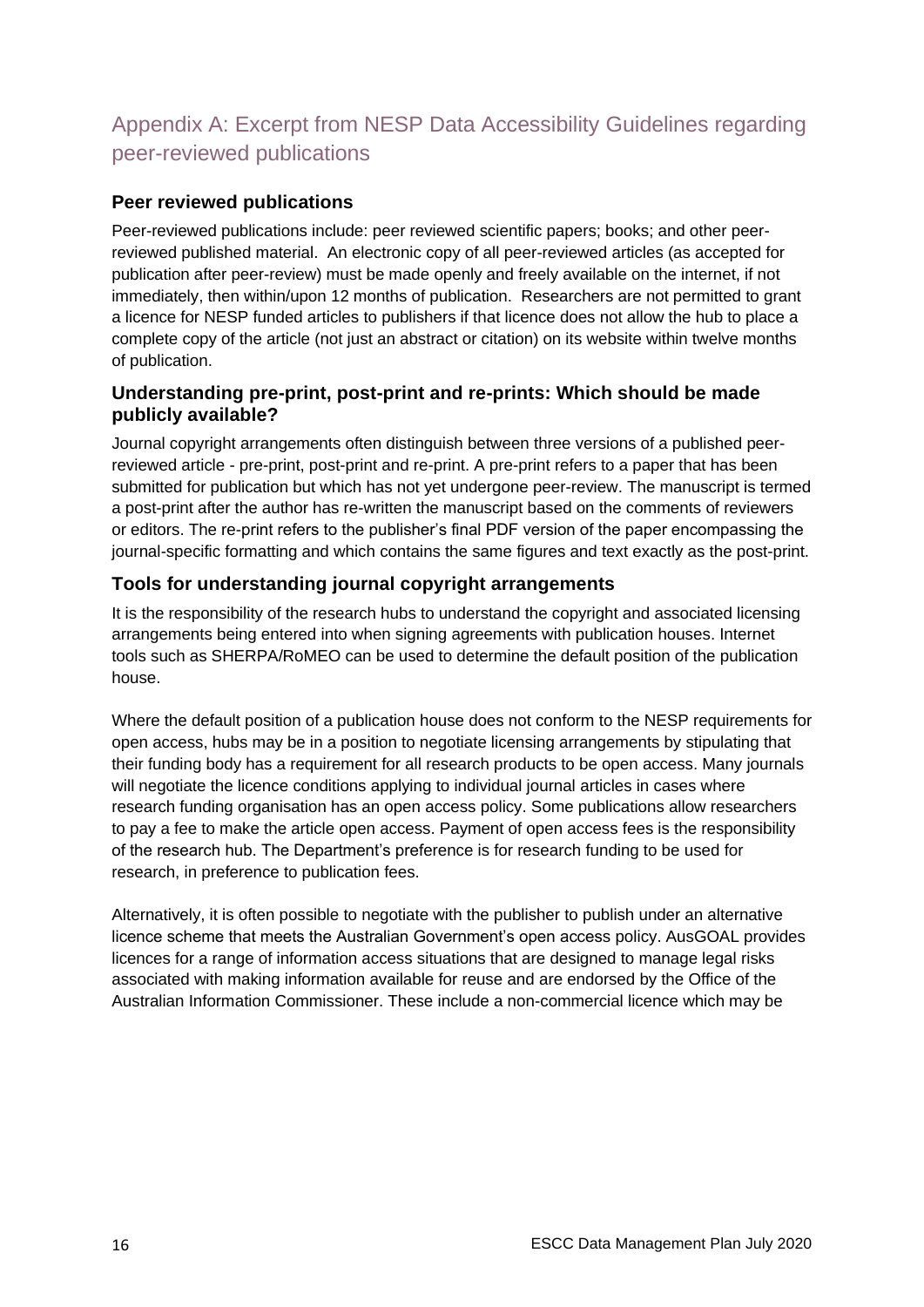## Appendix A: Excerpt from NESP Data Accessibility Guidelines regarding peer-reviewed publications

### Peer reviewed publications

Peer-reviewed publications include: peer reviewed scientific papers; books; and other peer-reviewed published material. An electronic copy of all peer-reviewed articles (as accepted for publication after peer-review) must be made openly and freely available on the internet, if not immediately, then within/upon 12 months of publication. Researchers are not permitted to grant a licence for NESP funded articles to publishers if that licence does not allow the hub to place a complete copy of the article (not just an abstract or citation) on its website within twelve months of publication.

### Understanding pre-print, post-print and re-prints: Which should be made publicly available?

Journal copyright arrangements often distinguish between three versions of a published peer-reviewed article - pre-print, post-print and re-print. A pre-print refers to a paper that has been submitted for publication but which has not yet undergone peer-review. The manuscript is termed a post-print after the author has re-written the manuscript based on the comments of reviewers or editors. The re-print refers to the publisher's final PDF version of the paper encompassing the journal-specific formatting and which contains the same figures and text exactly as the post-print.

### Tools for understanding journal copyright arrangements

It is the responsibility of the research hubs to understand the copyright and associated licensing arrangements being entered into when signing agreements with publication houses. Internet tools such as SHERPA/RoMEO can be used to determine the default position of the publication house.

Where the default position of a publication house does not conform to the NESP requirements for open access, hubs may be in a position to negotiate licensing arrangements by stipulating that their funding body has a requirement for all research products to be open access. Many journals will negotiate the licence conditions applying to individual journal articles in cases where research funding organisation has an open access policy. Some publications allow researchers to pay a fee to make the article open access. Payment of open access fees is the responsibility of the research hub. The Department's preference is for research funding to be used for research, in preference to publication fees.

Alternatively, it is often possible to negotiate with the publisher to publish under an alternative licence scheme that meets the Australian Government's open access policy. AusGOAL provides licences for a range of information access situations that are designed to manage legal risks associated with making information available for reuse and are endorsed by the Office of the Australian Information Commissioner. These include a non-commercial licence which may be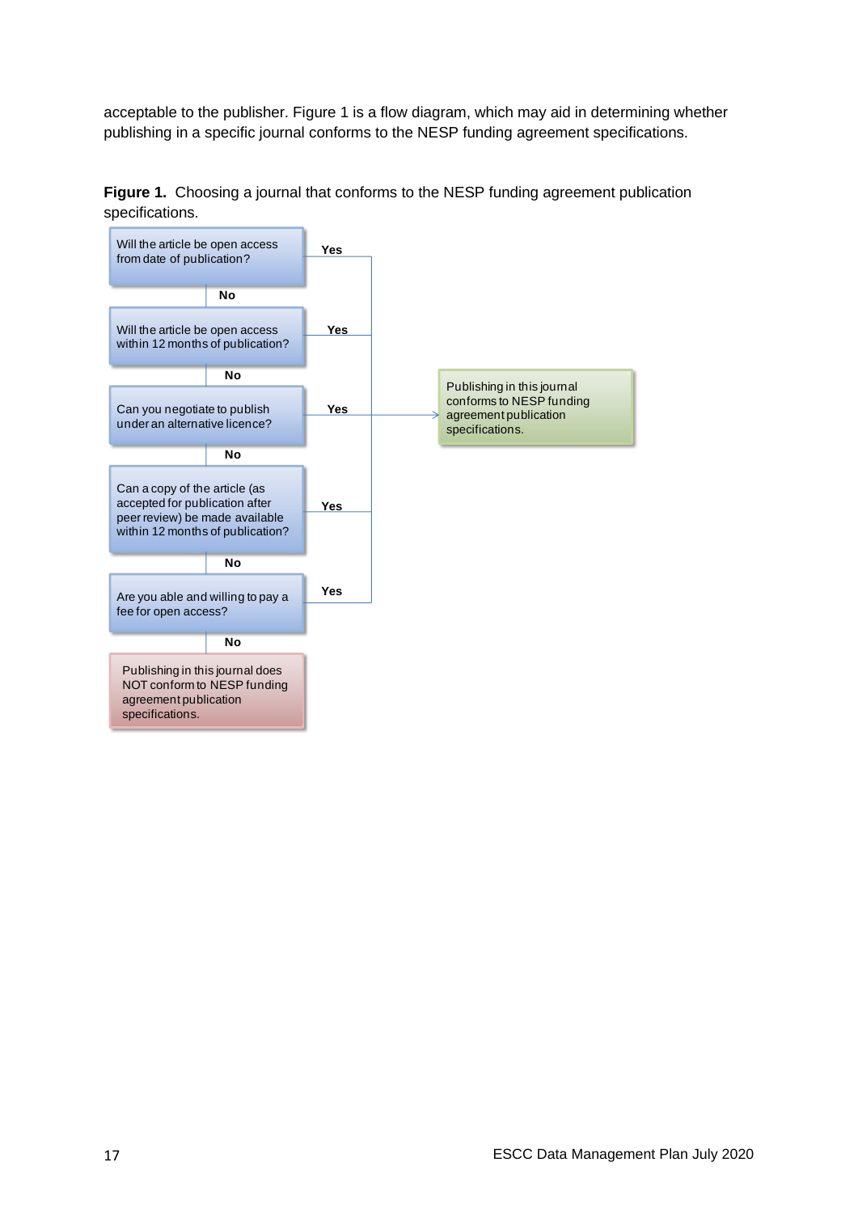acceptable to the publisher. Figure 1 is a flow diagram, which may aid in determining whether publishing in a specific journal conforms to the NESP funding agreement specifications.

**Figure 1.** Choosing a journal that conforms to the NESP funding agreement publication specifications.

Will the article be open access from date of publication?

- Yes → Publishing in this journal conforms to NESP funding agreement publication specifications.
- No ↓

Will the article be open access within 12 months of publication?

- Yes → Publishing in this journal conforms to NESP funding agreement publication specifications.
- No ↓

Can you negotiate to publish under an alternative licence?

- Yes → Publishing in this journal conforms to NESP funding agreement publication specifications.
- No ↓

Can a copy of the article (as accepted for publication after peer review) be made available within 12 months of publication?

- Yes → Publishing in this journal conforms to NESP funding agreement publication specifications.
- No ↓

Are you able and willing to pay a fee for open access?

- Yes → Publishing in this journal conforms to NESP funding agreement publication specifications.
- No → Publishing in this journal does NOT conform to NESP funding agreement publication specifications.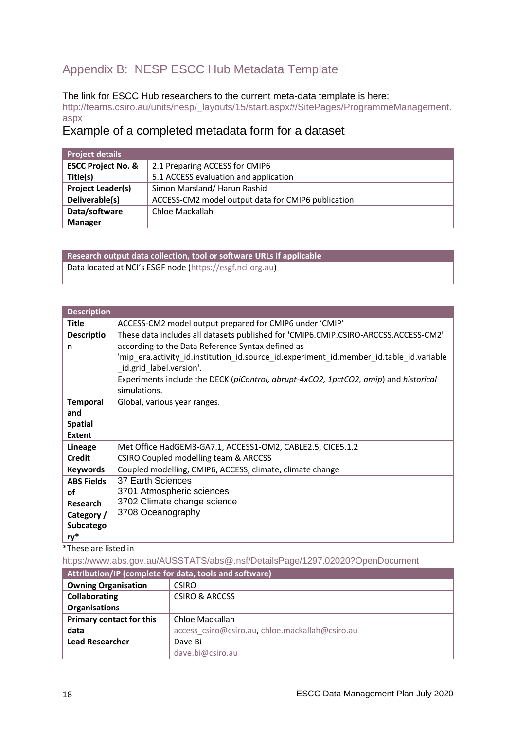## Appendix B: NESP ESCC Hub Metadata Template

The link for ESCC Hub researchers to the current meta-data template is here:
http://teams.csiro.au/units/nesp/_layouts/15/start.aspx#/SitePages/ProgrammeManagement.aspx

### Example of a completed metadata form for a dataset

| Project details | |
|---|---|
| **ESCC Project No. & Title(s)** | 2.1 Preparing ACCESS for CMIP6<br>5.1 ACCESS evaluation and application |
| **Project Leader(s)** | Simon Marsland/ Harun Rashid |
| **Deliverable(s)** | ACCESS-CM2 model output data for CMIP6 publication |
| **Data/software Manager** | Chloe Mackallah |

| Research output data collection, tool or software URLs if applicable |
|---|
| Data located at NCI's ESGF node (https://esgf.nci.org.au) |

| Description | |
|---|---|
| **Title** | ACCESS-CM2 model output prepared for CMIP6 under 'CMIP' |
| **Description** | These data includes all datasets published for 'CMIP6.CMIP.CSIRO-ARCCSS.ACCESS-CM2' according to the Data Reference Syntax defined as 'mip_era.activity_id.institution_id.source_id.experiment_id.member_id.table_id.variable_id.grid_label.version'.<br>Experiments include the DECK (*piControl, abrupt-4xCO2, 1pctCO2, amip*) and *historical* simulations. |
| **Temporal and Spatial Extent** | Global, various year ranges. |
| **Lineage** | Met Office HadGEM3-GA7.1, ACCESS1-OM2, CABLE2.5, CICE5.1.2 |
| **Credit** | CSIRO Coupled modelling team & ARCCSS |
| **Keywords** | Coupled modelling, CMIP6, ACCESS, climate, climate change |
| **ABS Fields of Research Category / Subcategory*** | 37 Earth Sciences<br>3701 Atmospheric sciences<br>3702 Climate change science<br>3708 Oceanography |

*These are listed in
https://www.abs.gov.au/AUSSTATS/abs@.nsf/DetailsPage/1297.02020?OpenDocument

| Attribution/IP (complete for data, tools and software) | |
|---|---|
| **Owning Organisation** | CSIRO |
| **Collaborating Organisations** | CSIRO & ARCCSS |
| **Primary contact for this data** | Chloe Mackallah<br>access_csiro@csiro.au, chloe.mackallah@csiro.au |
| **Lead Researcher** | Dave Bi<br>dave.bi@csiro.au |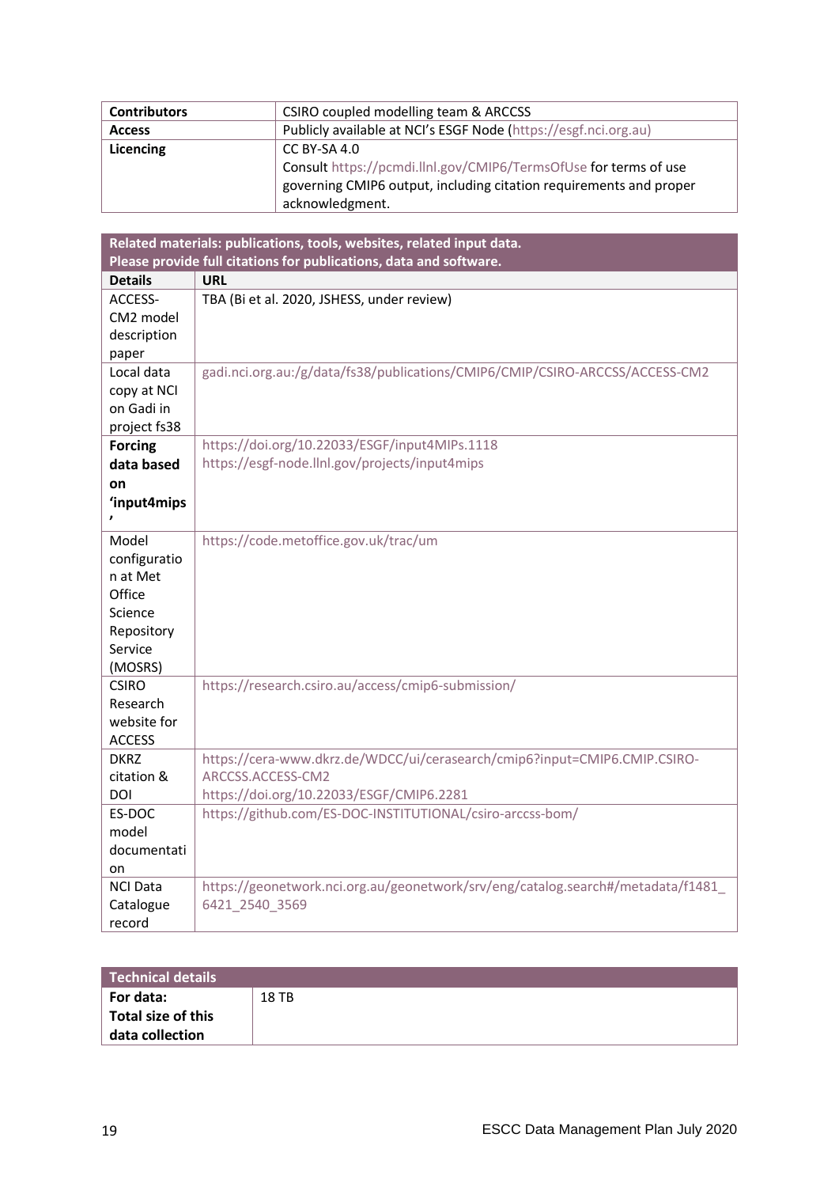| **Contributors** | CSIRO coupled modelling team & ARCCSS |
|---|---|
| **Access** | Publicly available at NCI's ESGF Node (https://esgf.nci.org.au) |
| **Licencing** | CC BY-SA 4.0<br>Consult https://pcmdi.llnl.gov/CMIP6/TermsOfUse for terms of use governing CMIP6 output, including citation requirements and proper acknowledgment. |

| **Related materials: publications, tools, websites, related input data. Please provide full citations for publications, data and software.** | |
|---|---|
| **Details** | **URL** |
| ACCESS-CM2 model description paper | TBA (Bi et al. 2020, JSHESS, under review) |
| Local data copy at NCI on Gadi in project fs38 | gadi.nci.org.au:/g/data/fs38/publications/CMIP6/CMIP/CSIRO-ARCCSS/ACCESS-CM2 |
| **Forcing data based on 'input4mips'** | https://doi.org/10.22033/ESGF/input4MIPs.1118<br>https://esgf-node.llnl.gov/projects/input4mips |
| Model configuration at Met Office Science Repository Service (MOSRS) | https://code.metoffice.gov.uk/trac/um |
| CSIRO Research website for ACCESS | https://research.csiro.au/access/cmip6-submission/ |
| DKRZ citation & DOI | https://cera-www.dkrz.de/WDCC/ui/cerasearch/cmip6?input=CMIP6.CMIP.CSIRO-ARCCSS.ACCESS-CM2<br>https://doi.org/10.22033/ESGF/CMIP6.2281 |
| ES-DOC model documentation | https://github.com/ES-DOC-INSTITUTIONAL/csiro-arccss-bom/ |
| NCI Data Catalogue record | https://geonetwork.nci.org.au/geonetwork/srv/eng/catalog.search#/metadata/f1481_6421_2540_3569 |

| **Technical details** | |
|---|---|
| **For data: Total size of this data collection** | 18 TB |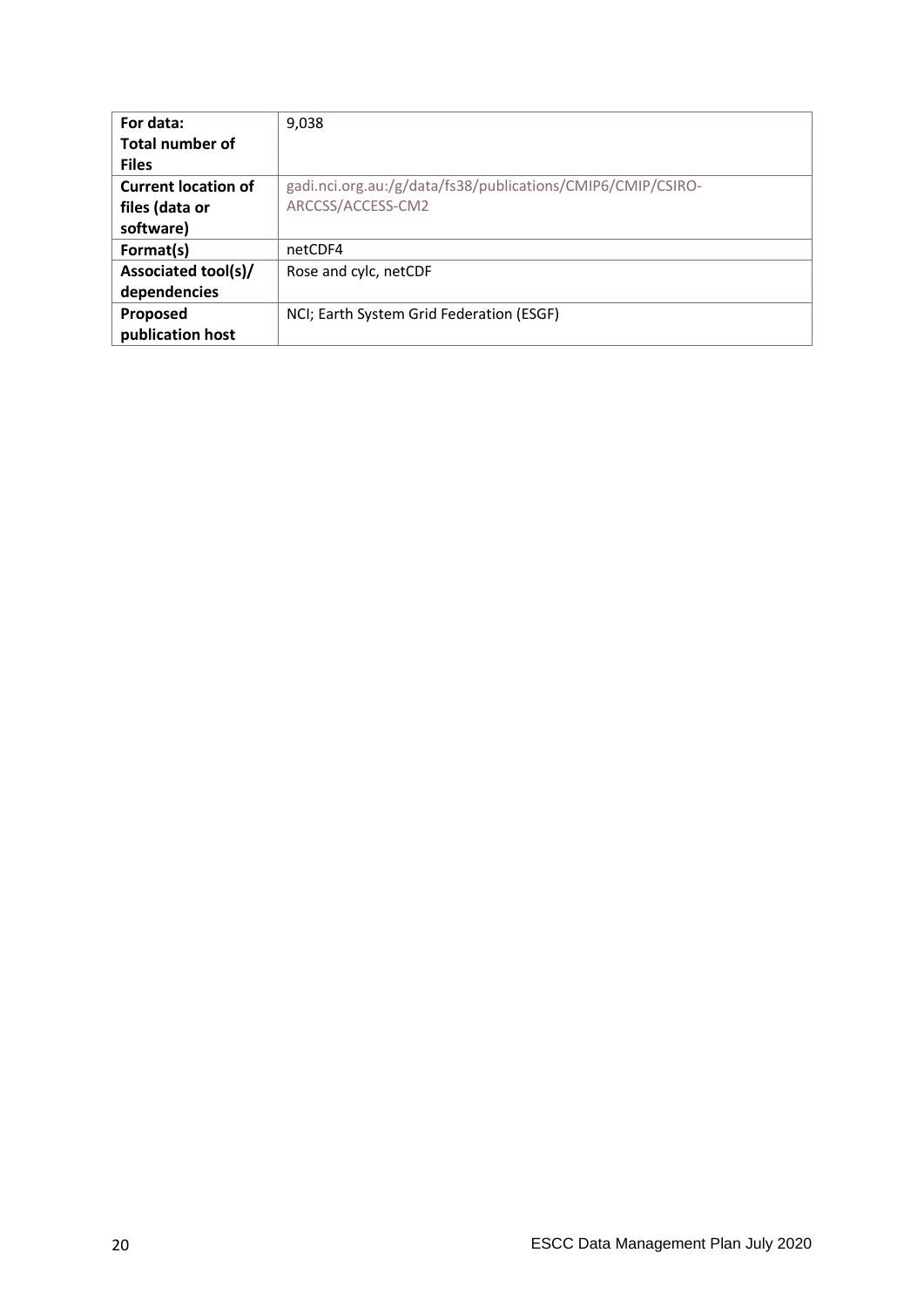| **For data: Total number of Files** | 9,038 |
|---|---|
| **Current location of files (data or software)** | gadi.nci.org.au:/g/data/fs38/publications/CMIP6/CMIP/CSIRO-ARCCSS/ACCESS-CM2 |
| **Format(s)** | netCDF4 |
| **Associated tool(s)/ dependencies** | Rose and cylc, netCDF |
| **Proposed publication host** | NCI; Earth System Grid Federation (ESGF) |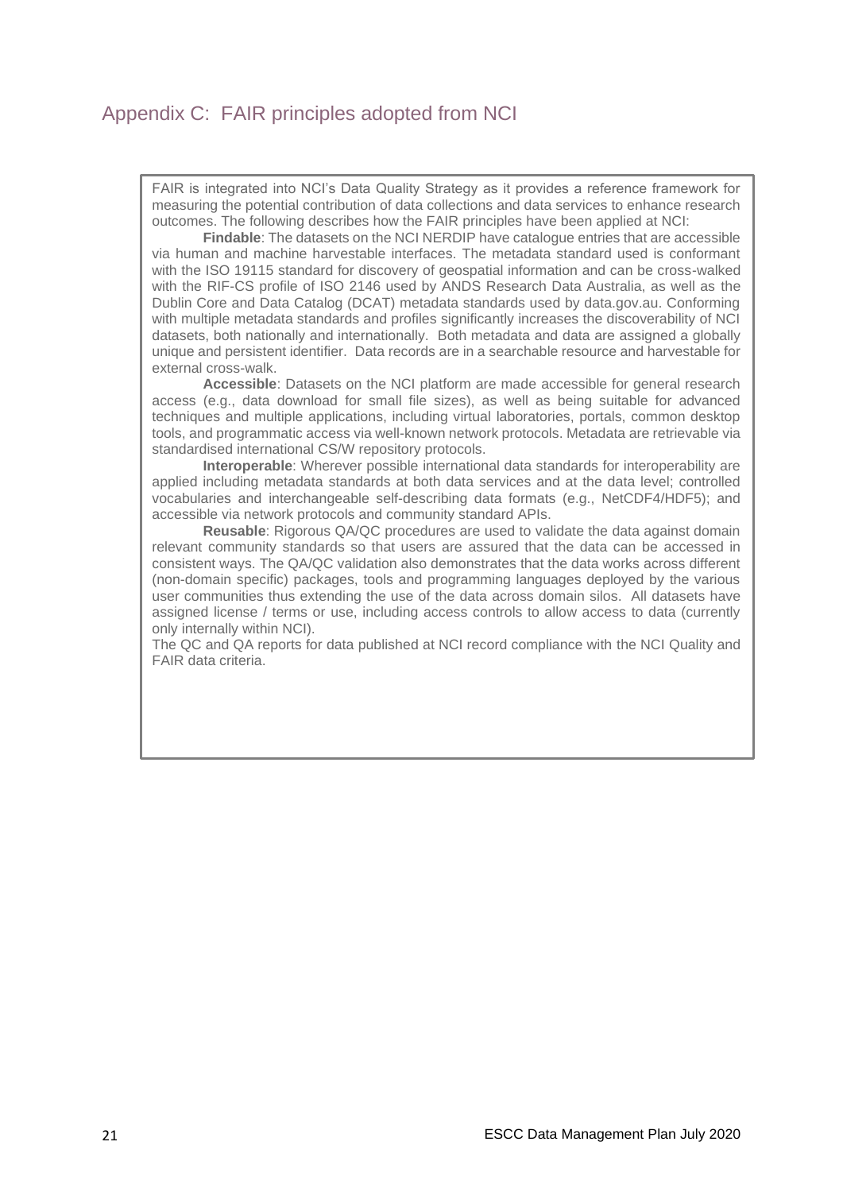## Appendix C: FAIR principles adopted from NCI

FAIR is integrated into NCI's Data Quality Strategy as it provides a reference framework for measuring the potential contribution of data collections and data services to enhance research outcomes. The following describes how the FAIR principles have been applied at NCI:

**Findable**: The datasets on the NCI NERDIP have catalogue entries that are accessible via human and machine harvestable interfaces. The metadata standard used is conformant with the ISO 19115 standard for discovery of geospatial information and can be cross-walked with the RIF-CS profile of ISO 2146 used by ANDS Research Data Australia, as well as the Dublin Core and Data Catalog (DCAT) metadata standards used by data.gov.au. Conforming with multiple metadata standards and profiles significantly increases the discoverability of NCI datasets, both nationally and internationally. Both metadata and data are assigned a globally unique and persistent identifier. Data records are in a searchable resource and harvestable for external cross-walk.

**Accessible**: Datasets on the NCI platform are made accessible for general research access (e.g., data download for small file sizes), as well as being suitable for advanced techniques and multiple applications, including virtual laboratories, portals, common desktop tools, and programmatic access via well-known network protocols. Metadata are retrievable via standardised international CS/W repository protocols.

**Interoperable**: Wherever possible international data standards for interoperability are applied including metadata standards at both data services and at the data level; controlled vocabularies and interchangeable self-describing data formats (e.g., NetCDF4/HDF5); and accessible via network protocols and community standard APIs.

**Reusable**: Rigorous QA/QC procedures are used to validate the data against domain relevant community standards so that users are assured that the data can be accessed in consistent ways. The QA/QC validation also demonstrates that the data works across different (non-domain specific) packages, tools and programming languages deployed by the various user communities thus extending the use of the data across domain silos. All datasets have assigned license / terms or use, including access controls to allow access to data (currently only internally within NCI).

The QC and QA reports for data published at NCI record compliance with the NCI Quality and FAIR data criteria.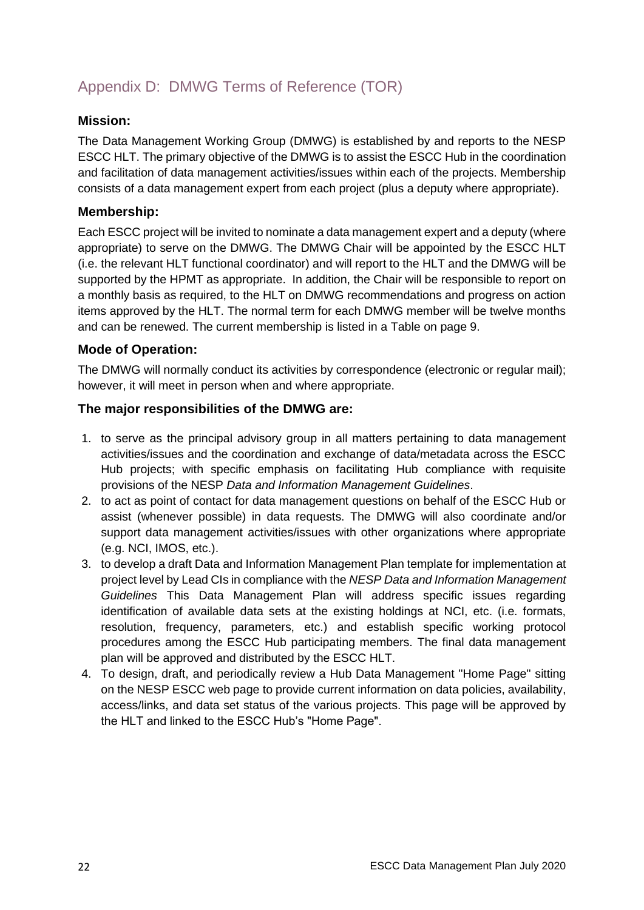## Appendix D: DMWG Terms of Reference (TOR)

### Mission:

The Data Management Working Group (DMWG) is established by and reports to the NESP ESCC HLT. The primary objective of the DMWG is to assist the ESCC Hub in the coordination and facilitation of data management activities/issues within each of the projects. Membership consists of a data management expert from each project (plus a deputy where appropriate).

### Membership:

Each ESCC project will be invited to nominate a data management expert and a deputy (where appropriate) to serve on the DMWG. The DMWG Chair will be appointed by the ESCC HLT (i.e. the relevant HLT functional coordinator) and will report to the HLT and the DMWG will be supported by the HPMT as appropriate. In addition, the Chair will be responsible to report on a monthly basis as required, to the HLT on DMWG recommendations and progress on action items approved by the HLT. The normal term for each DMWG member will be twelve months and can be renewed. The current membership is listed in a Table on page 9.

### Mode of Operation:

The DMWG will normally conduct its activities by correspondence (electronic or regular mail); however, it will meet in person when and where appropriate.

### The major responsibilities of the DMWG are:

1. to serve as the principal advisory group in all matters pertaining to data management activities/issues and the coordination and exchange of data/metadata across the ESCC Hub projects; with specific emphasis on facilitating Hub compliance with requisite provisions of the NESP *Data and Information Management Guidelines*.
2. to act as point of contact for data management questions on behalf of the ESCC Hub or assist (whenever possible) in data requests. The DMWG will also coordinate and/or support data management activities/issues with other organizations where appropriate (e.g. NCI, IMOS, etc.).
3. to develop a draft Data and Information Management Plan template for implementation at project level by Lead CIs in compliance with the *NESP Data and Information Management Guidelines* This Data Management Plan will address specific issues regarding identification of available data sets at the existing holdings at NCI, etc. (i.e. formats, resolution, frequency, parameters, etc.) and establish specific working protocol procedures among the ESCC Hub participating members. The final data management plan will be approved and distributed by the ESCC HLT.
4. To design, draft, and periodically review a Hub Data Management "Home Page" sitting on the NESP ESCC web page to provide current information on data policies, availability, access/links, and data set status of the various projects. This page will be approved by the HLT and linked to the ESCC Hub's "Home Page".